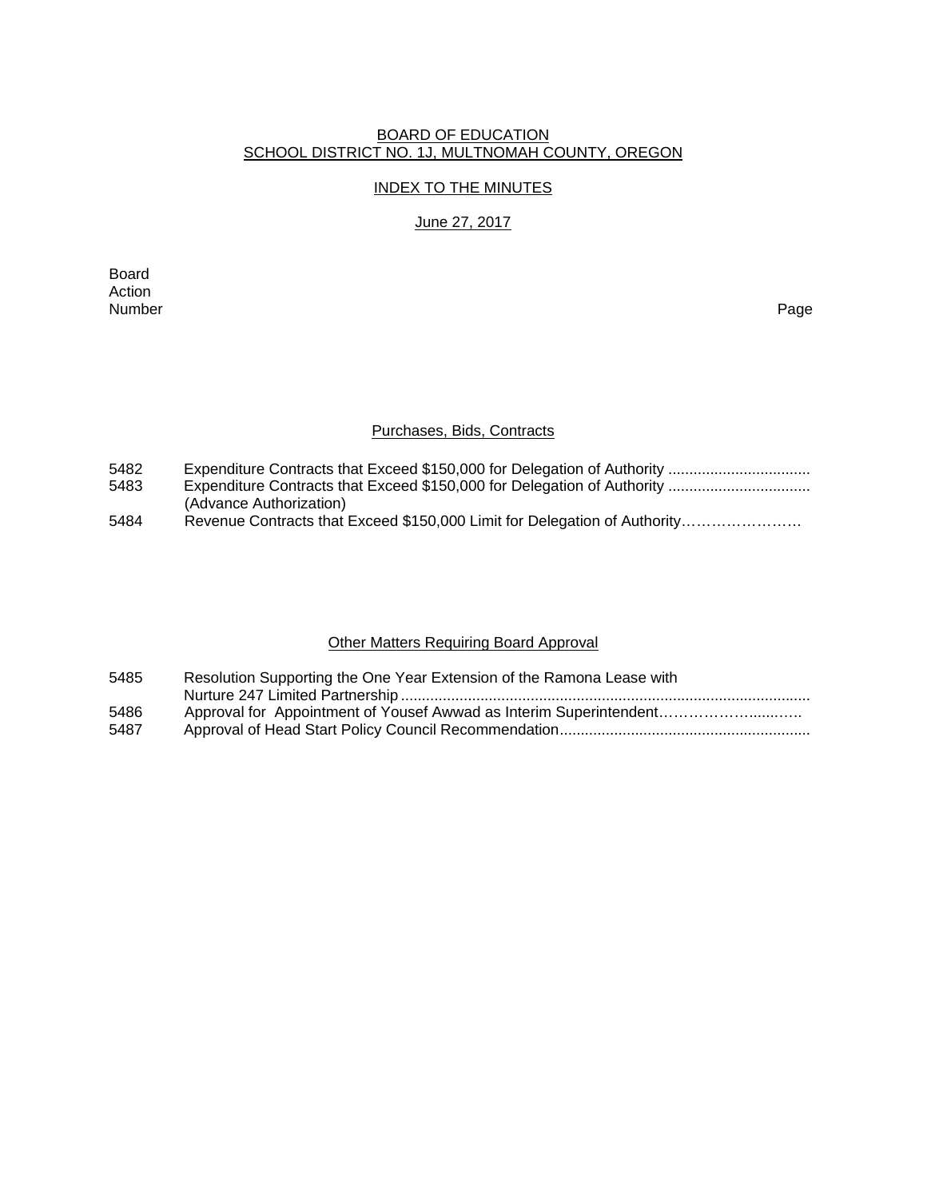# BOARD OF EDUCATION
# SCHOOL DISTRICT NO. 1J, MULTNOMAH COUNTY, OREGON

## INDEX TO THE MINUTES

### June 27, 2017

| Board Action Number | | Page |
|---|---|---|

### Purchases, Bids, Contracts

| | | |
|---|---|---|
| 5482 | Expenditure Contracts that Exceed $150,000 for Delegation of Authority .................................. | |
| 5483 | Expenditure Contracts that Exceed $150,000 for Delegation of Authority .................................. (Advance Authorization) | |
| 5484 | Revenue Contracts that Exceed $150,000 Limit for Delegation of Authority…………………… | |

### Other Matters Requiring Board Approval

| | | |
|---|---|---|
| 5485 | Resolution Supporting the One Year Extension of the Ramona Lease with Nurture 247 Limited Partnership .................................................................................................. | |
| 5486 | Approval for Appointment of Yousef Awwad as Interim Superintendent………………......….. | |
| 5487 | Approval of Head Start Policy Council Recommendation............................................................ | |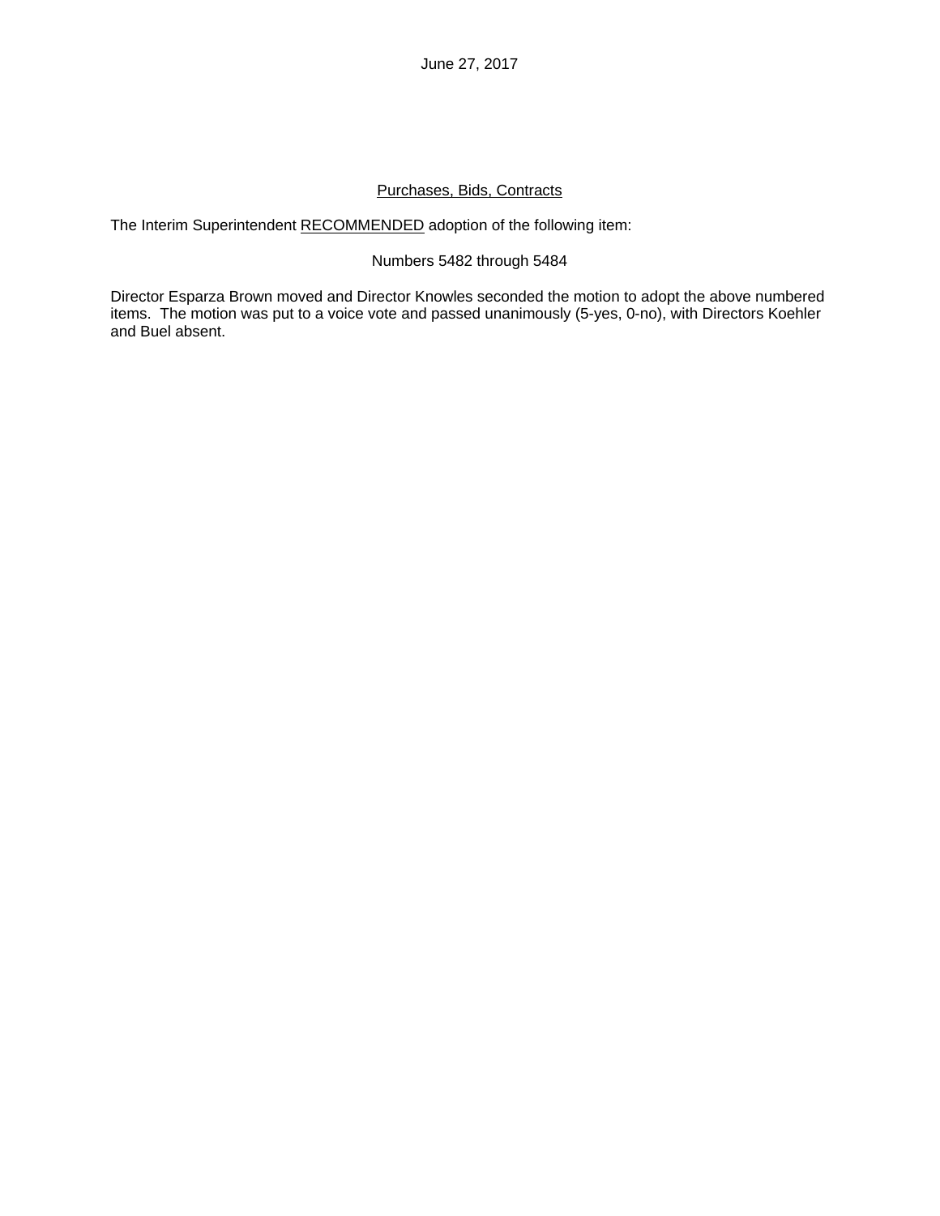June 27, 2017

## Purchases, Bids, Contracts

The Interim Superintendent RECOMMENDED adoption of the following item:

Numbers 5482 through 5484

Director Esparza Brown moved and Director Knowles seconded the motion to adopt the above numbered items. The motion was put to a voice vote and passed unanimously (5-yes, 0-no), with Directors Koehler and Buel absent.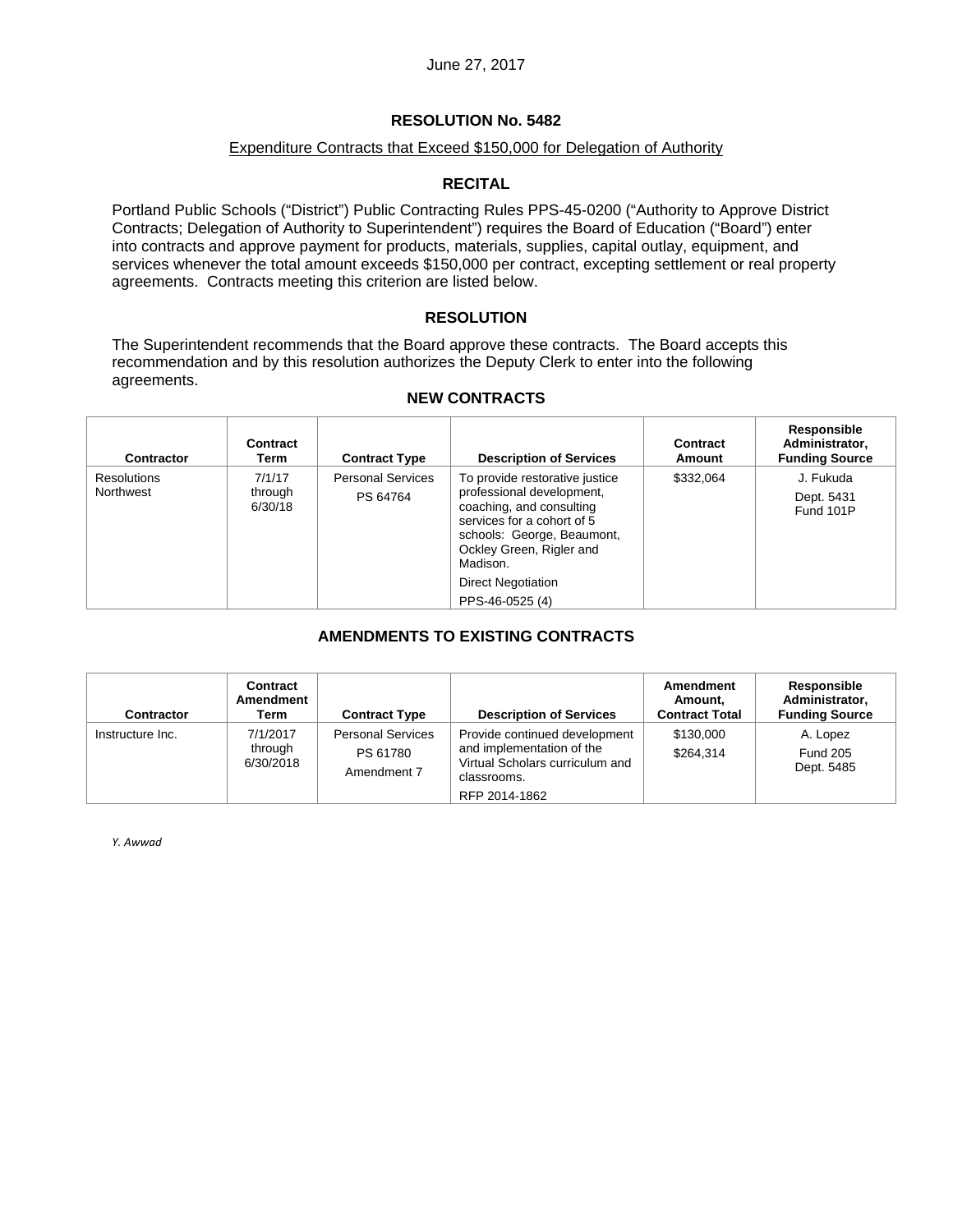June 27, 2017

## RESOLUTION No. 5482

Expenditure Contracts that Exceed $150,000 for Delegation of Authority

### RECITAL

Portland Public Schools ("District") Public Contracting Rules PPS-45-0200 ("Authority to Approve District Contracts; Delegation of Authority to Superintendent") requires the Board of Education ("Board") enter into contracts and approve payment for products, materials, supplies, capital outlay, equipment, and services whenever the total amount exceeds $150,000 per contract, excepting settlement or real property agreements. Contracts meeting this criterion are listed below.

### RESOLUTION

The Superintendent recommends that the Board approve these contracts. The Board accepts this recommendation and by this resolution authorizes the Deputy Clerk to enter into the following agreements.

### NEW CONTRACTS

| Contractor | Contract Term | Contract Type | Description of Services | Contract Amount | Responsible Administrator, Funding Source |
|---|---|---|---|---|---|
| Resolutions Northwest | 7/1/17 through 6/30/18 | Personal Services PS 64764 | To provide restorative justice professional development, coaching, and consulting services for a cohort of 5 schools: George, Beaumont, Ockley Green, Rigler and Madison. Direct Negotiation PPS-46-0525 (4) | $332,064 | J. Fukuda Dept. 5431 Fund 101P |

### AMENDMENTS TO EXISTING CONTRACTS

| Contractor | Contract Amendment Term | Contract Type | Description of Services | Amendment Amount, Contract Total | Responsible Administrator, Funding Source |
|---|---|---|---|---|---|
| Instructure Inc. | 7/1/2017 through 6/30/2018 | Personal Services PS 61780 Amendment 7 | Provide continued development and implementation of the Virtual Scholars curriculum and classrooms. RFP 2014-1862 | $130,000 $264,314 | A. Lopez Fund 205 Dept. 5485 |

*Y. Awwad*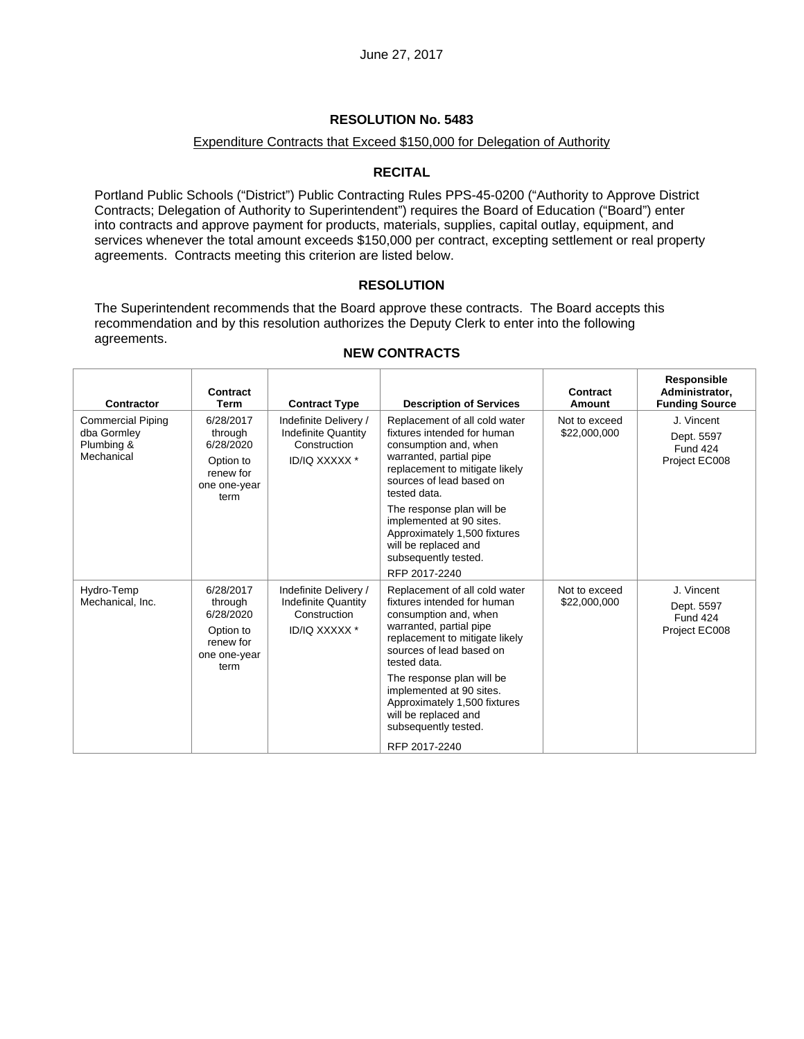June 27, 2017

# RESOLUTION No. 5483

Expenditure Contracts that Exceed $150,000 for Delegation of Authority

## RECITAL

Portland Public Schools ("District") Public Contracting Rules PPS-45-0200 ("Authority to Approve District Contracts; Delegation of Authority to Superintendent") requires the Board of Education ("Board") enter into contracts and approve payment for products, materials, supplies, capital outlay, equipment, and services whenever the total amount exceeds $150,000 per contract, excepting settlement or real property agreements. Contracts meeting this criterion are listed below.

## RESOLUTION

The Superintendent recommends that the Board approve these contracts. The Board accepts this recommendation and by this resolution authorizes the Deputy Clerk to enter into the following agreements.

### NEW CONTRACTS

| Contractor | Contract Term | Contract Type | Description of Services | Contract Amount | Responsible Administrator, Funding Source |
|---|---|---|---|---|---|
| Commercial Piping dba Gormley Plumbing & Mechanical | 6/28/2017 through 6/28/2020<br>Option to renew for one one-year term | Indefinite Delivery / Indefinite Quantity Construction<br>ID/IQ XXXXX * | Replacement of all cold water fixtures intended for human consumption and, when warranted, partial pipe replacement to mitigate likely sources of lead based on tested data.<br>The response plan will be implemented at 90 sites. Approximately 1,500 fixtures will be replaced and subsequently tested.<br>RFP 2017-2240 | Not to exceed $22,000,000 | J. Vincent<br>Dept. 5597<br>Fund 424<br>Project EC008 |
| Hydro-Temp Mechanical, Inc. | 6/28/2017 through 6/28/2020<br>Option to renew for one one-year term | Indefinite Delivery / Indefinite Quantity Construction<br>ID/IQ XXXXX * | Replacement of all cold water fixtures intended for human consumption and, when warranted, partial pipe replacement to mitigate likely sources of lead based on tested data.<br>The response plan will be implemented at 90 sites. Approximately 1,500 fixtures will be replaced and subsequently tested.<br>RFP 2017-2240 | Not to exceed $22,000,000 | J. Vincent<br>Dept. 5597<br>Fund 424<br>Project EC008 |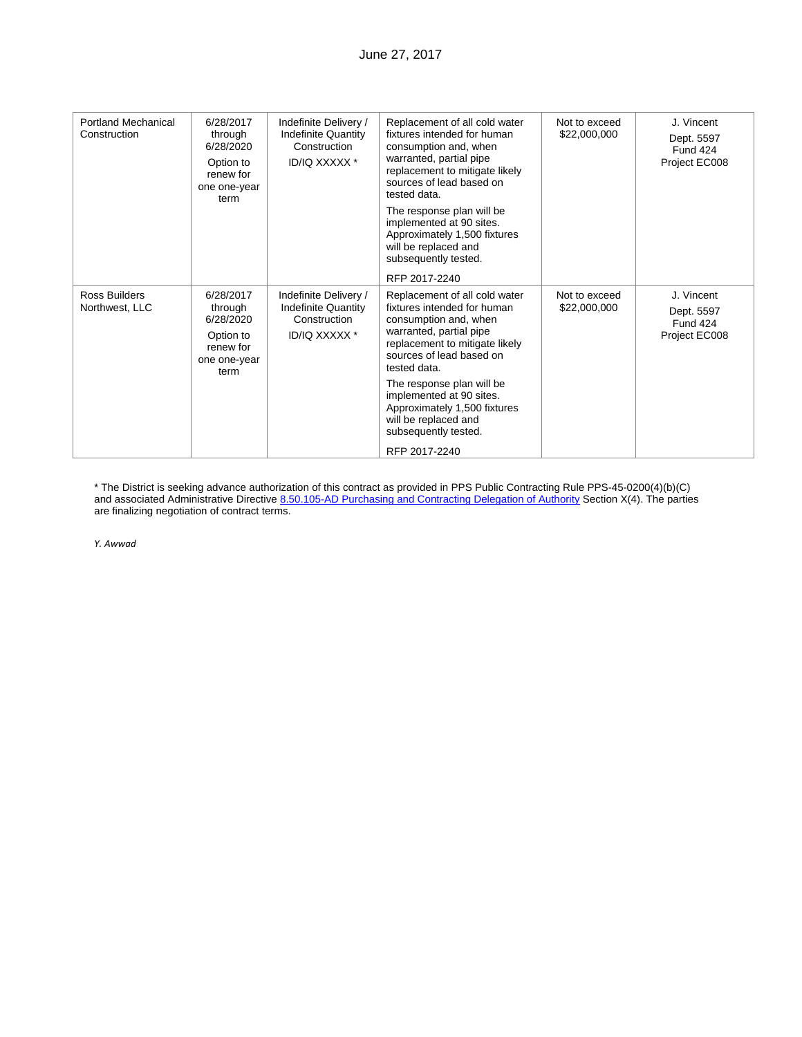June 27, 2017

| | | | | | |
|---|---|---|---|---|---|
| Portland Mechanical Construction | 6/28/2017 through 6/28/2020<br><br>Option to renew for one one-year term | Indefinite Delivery / Indefinite Quantity Construction<br><br>ID/IQ XXXXX * | Replacement of all cold water fixtures intended for human consumption and, when warranted, partial pipe replacement to mitigate likely sources of lead based on tested data.<br><br>The response plan will be implemented at 90 sites. Approximately 1,500 fixtures will be replaced and subsequently tested.<br><br>RFP 2017-2240 | Not to exceed $22,000,000 | J. Vincent<br><br>Dept. 5597<br>Fund 424<br>Project EC008 |
| Ross Builders Northwest, LLC | 6/28/2017 through 6/28/2020<br><br>Option to renew for one one-year term | Indefinite Delivery / Indefinite Quantity Construction<br><br>ID/IQ XXXXX * | Replacement of all cold water fixtures intended for human consumption and, when warranted, partial pipe replacement to mitigate likely sources of lead based on tested data.<br><br>The response plan will be implemented at 90 sites. Approximately 1,500 fixtures will be replaced and subsequently tested.<br><br>RFP 2017-2240 | Not to exceed $22,000,000 | J. Vincent<br><br>Dept. 5597<br>Fund 424<br>Project EC008 |

* The District is seeking advance authorization of this contract as provided in PPS Public Contracting Rule PPS-45-0200(4)(b)(C) and associated Administrative Directive 8.50.105-AD Purchasing and Contracting Delegation of Authority Section X(4). The parties are finalizing negotiation of contract terms.

*Y. Awwad*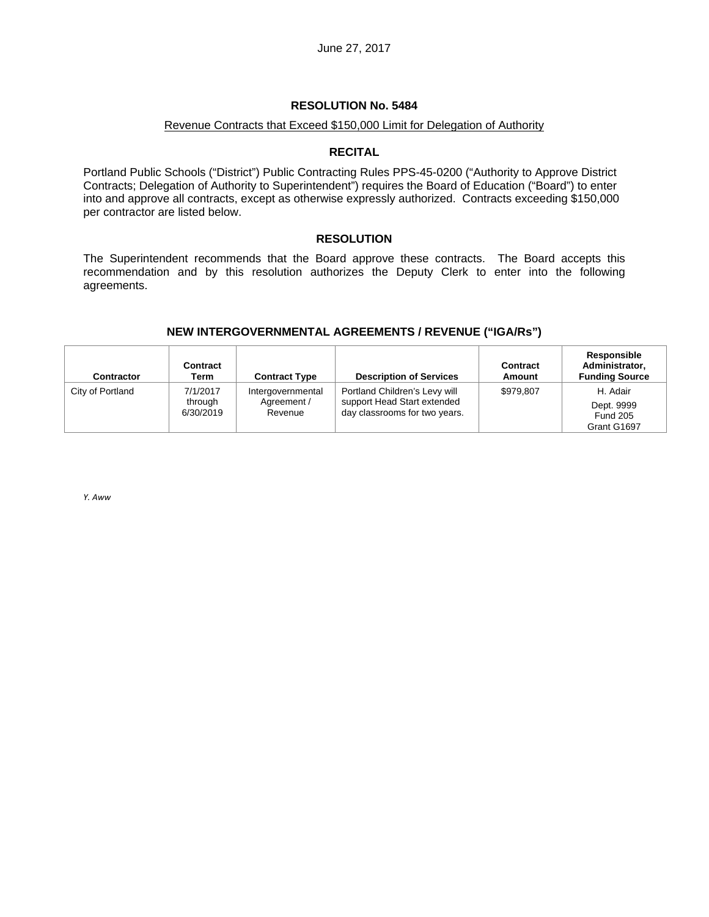June 27, 2017

# RESOLUTION No. 5484

Revenue Contracts that Exceed $150,000 Limit for Delegation of Authority

## RECITAL

Portland Public Schools ("District") Public Contracting Rules PPS-45-0200 ("Authority to Approve District Contracts; Delegation of Authority to Superintendent") requires the Board of Education ("Board") to enter into and approve all contracts, except as otherwise expressly authorized. Contracts exceeding $150,000 per contractor are listed below.

## RESOLUTION

The Superintendent recommends that the Board approve these contracts. The Board accepts this recommendation and by this resolution authorizes the Deputy Clerk to enter into the following agreements.

### NEW INTERGOVERNMENTAL AGREEMENTS / REVENUE ("IGA/Rs")

| Contractor | Contract Term | Contract Type | Description of Services | Contract Amount | Responsible Administrator, Funding Source |
|---|---|---|---|---|---|
| City of Portland | 7/1/2017 through 6/30/2019 | Intergovernmental Agreement / Revenue | Portland Children's Levy will support Head Start extended day classrooms for two years. | $979,807 | H. Adair<br>Dept. 9999<br>Fund 205<br>Grant G1697 |

*Y. Aww*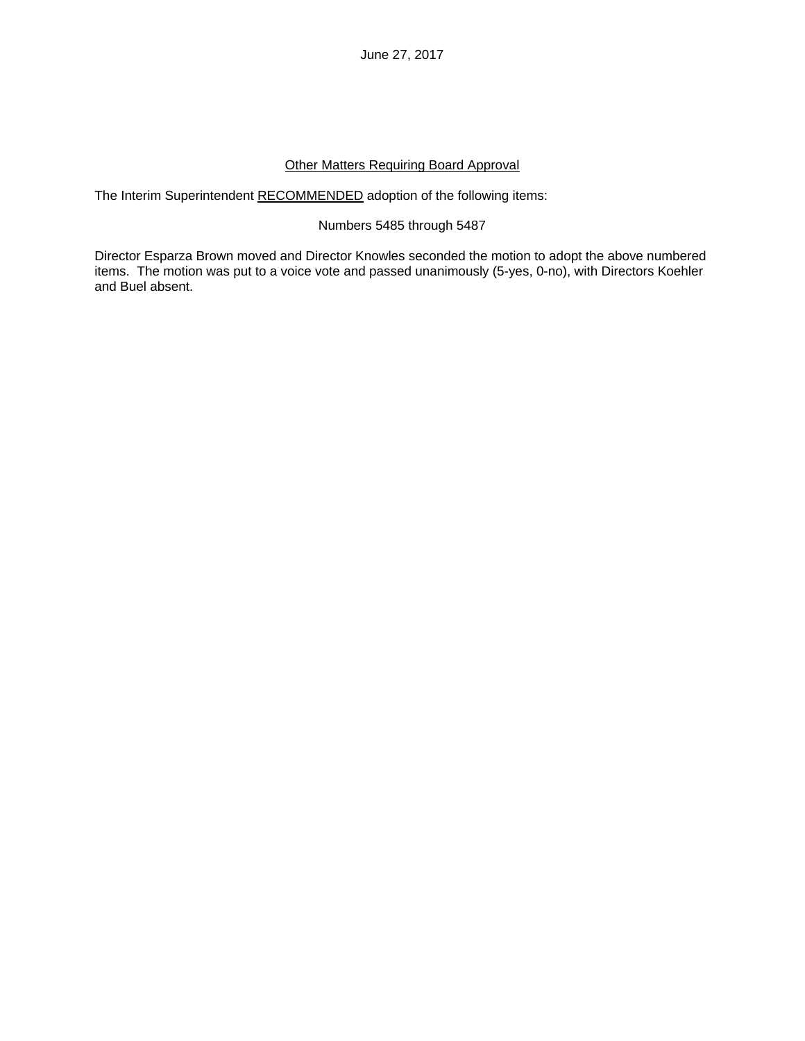June 27, 2017

<u>Other Matters Requiring Board Approval</u>

The Interim Superintendent <u>RECOMMENDED</u> adoption of the following items:

Numbers 5485 through 5487

Director Esparza Brown moved and Director Knowles seconded the motion to adopt the above numbered items. The motion was put to a voice vote and passed unanimously (5-yes, 0-no), with Directors Koehler and Buel absent.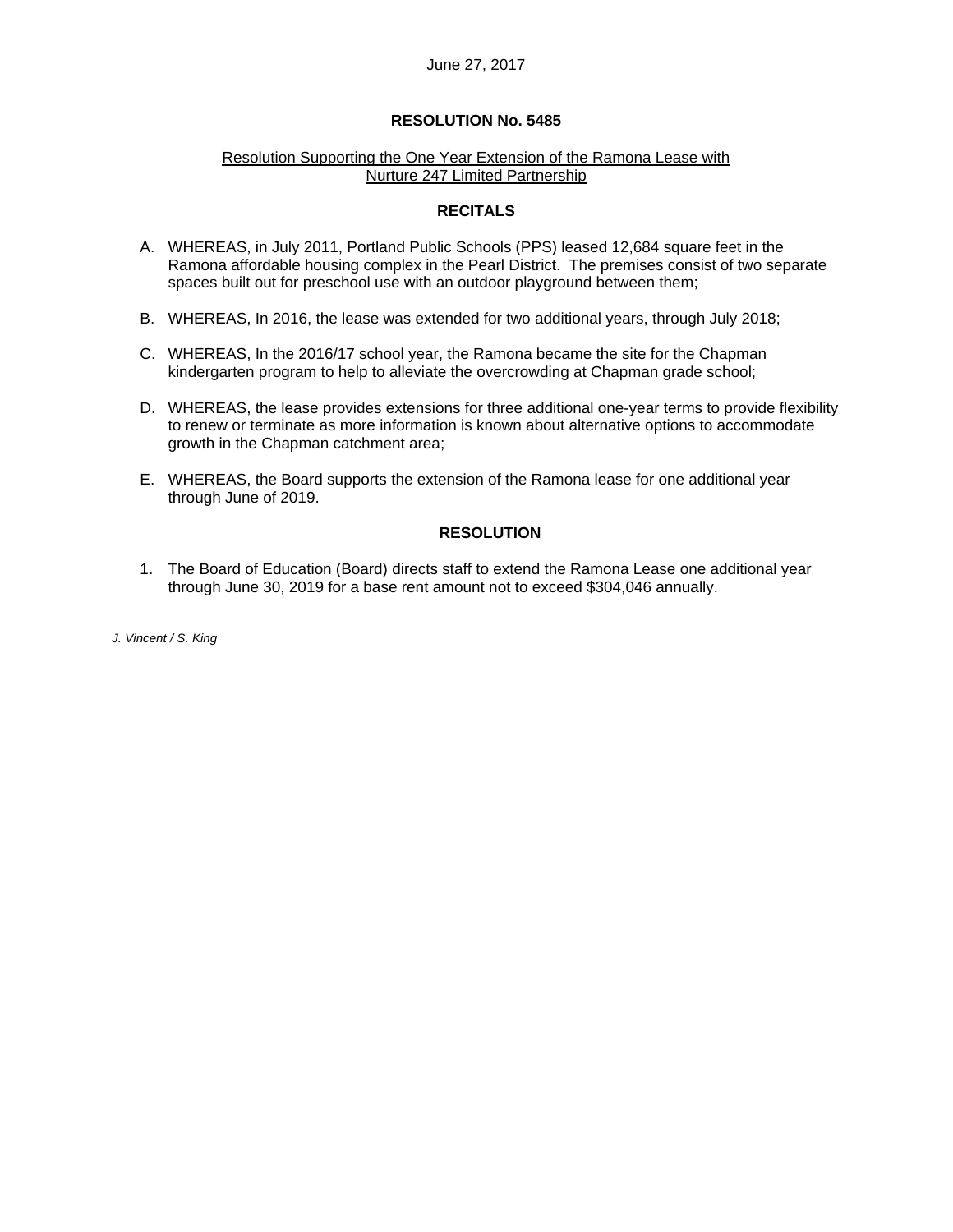June 27, 2017

**RESOLUTION No. 5485**

Resolution Supporting the One Year Extension of the Ramona Lease with Nurture 247 Limited Partnership

**RECITALS**

A. WHEREAS, in July 2011, Portland Public Schools (PPS) leased 12,684 square feet in the Ramona affordable housing complex in the Pearl District. The premises consist of two separate spaces built out for preschool use with an outdoor playground between them;

B. WHEREAS, In 2016, the lease was extended for two additional years, through July 2018;

C. WHEREAS, In the 2016/17 school year, the Ramona became the site for the Chapman kindergarten program to help to alleviate the overcrowding at Chapman grade school;

D. WHEREAS, the lease provides extensions for three additional one-year terms to provide flexibility to renew or terminate as more information is known about alternative options to accommodate growth in the Chapman catchment area;

E. WHEREAS, the Board supports the extension of the Ramona lease for one additional year through June of 2019.

**RESOLUTION**

1. The Board of Education (Board) directs staff to extend the Ramona Lease one additional year through June 30, 2019 for a base rent amount not to exceed $304,046 annually.

*J. Vincent / S. King*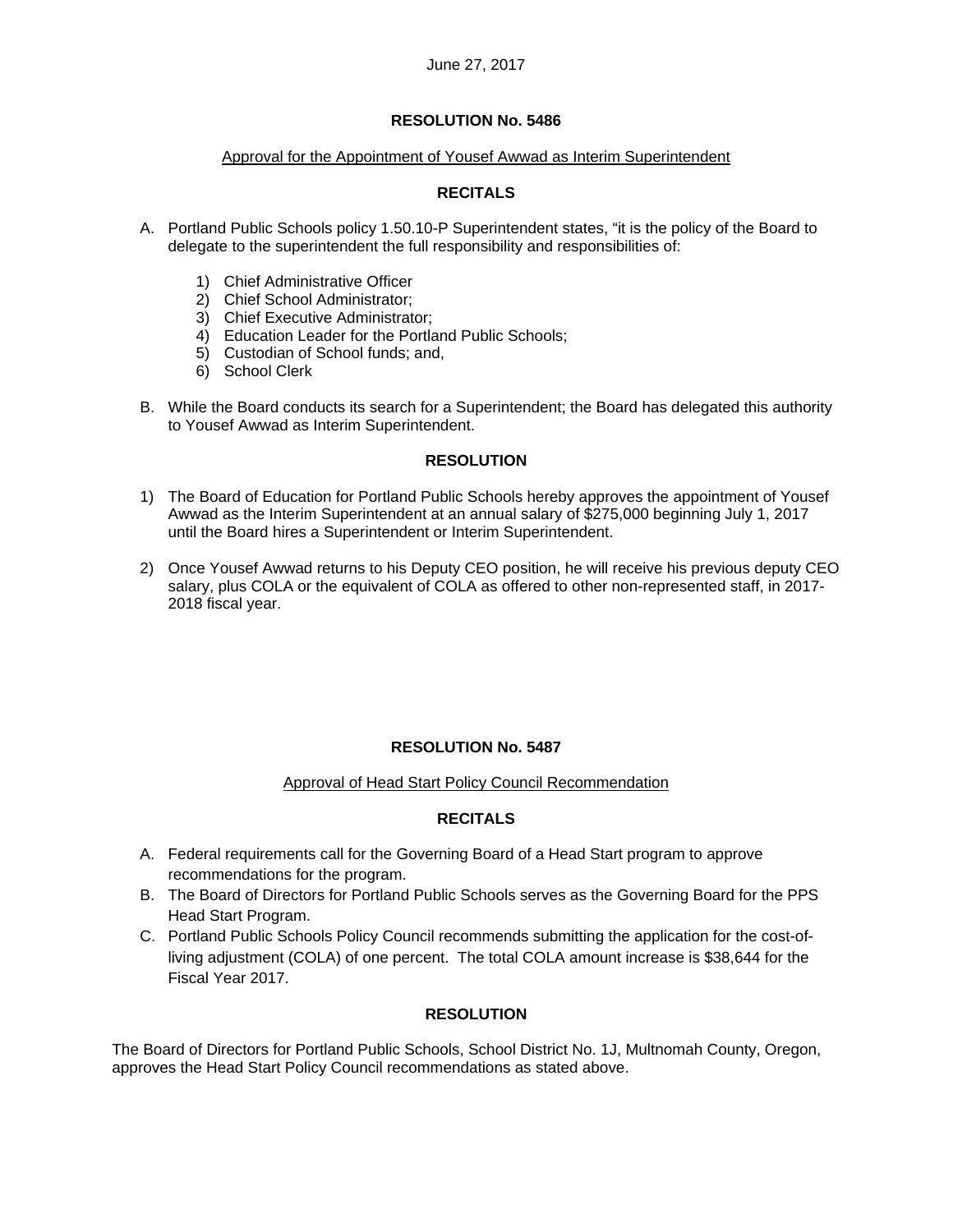June 27, 2017

## RESOLUTION No. 5486

Approval for the Appointment of Yousef Awwad as Interim Superintendent

### RECITALS

A. Portland Public Schools policy 1.50.10-P Superintendent states, "it is the policy of the Board to delegate to the superintendent the full responsibility and responsibilities of:

   1) Chief Administrative Officer
   2) Chief School Administrator;
   3) Chief Executive Administrator;
   4) Education Leader for the Portland Public Schools;
   5) Custodian of School funds; and,
   6) School Clerk

B. While the Board conducts its search for a Superintendent; the Board has delegated this authority to Yousef Awwad as Interim Superintendent.

### RESOLUTION

1) The Board of Education for Portland Public Schools hereby approves the appointment of Yousef Awwad as the Interim Superintendent at an annual salary of $275,000 beginning July 1, 2017 until the Board hires a Superintendent or Interim Superintendent.

2) Once Yousef Awwad returns to his Deputy CEO position, he will receive his previous deputy CEO salary, plus COLA or the equivalent of COLA as offered to other non-represented staff, in 2017-2018 fiscal year.

## RESOLUTION No. 5487

Approval of Head Start Policy Council Recommendation

### RECITALS

A. Federal requirements call for the Governing Board of a Head Start program to approve recommendations for the program.

B. The Board of Directors for Portland Public Schools serves as the Governing Board for the PPS Head Start Program.

C. Portland Public Schools Policy Council recommends submitting the application for the cost-of-living adjustment (COLA) of one percent. The total COLA amount increase is $38,644 for the Fiscal Year 2017.

### RESOLUTION

The Board of Directors for Portland Public Schools, School District No. 1J, Multnomah County, Oregon, approves the Head Start Policy Council recommendations as stated above.